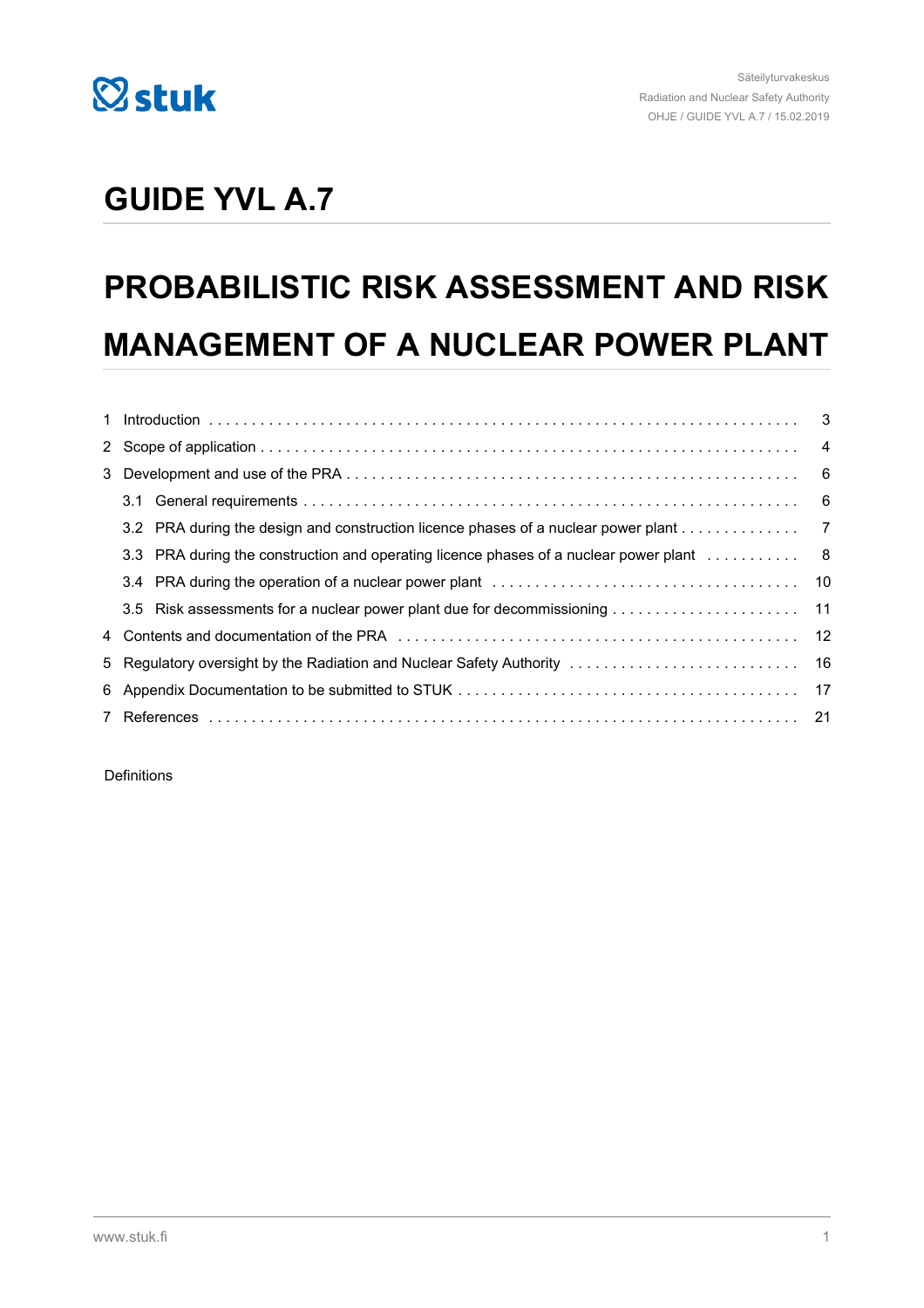# GUIDE YVL A.7

# PROBABILISTIC RISK ASSESSMENT AND RISK MANAGEMENT OF A NUCLEAR POWER PLANT

| | | |
|---|---|---|
| 1 | Introduction | 3 |
| 2 | Scope of application | 4 |
| 3 | Development and use of the PRA | 6 |
| | 3.1 General requirements | 6 |
| | 3.2 PRA during the design and construction licence phases of a nuclear power plant | 7 |
| | 3.3 PRA during the construction and operating licence phases of a nuclear power plant | 8 |
| | 3.4 PRA during the operation of a nuclear power plant | 10 |
| | 3.5 Risk assessments for a nuclear power plant due for decommissioning | 11 |
| 4 | Contents and documentation of the PRA | 12 |
| 5 | Regulatory oversight by the Radiation and Nuclear Safety Authority | 16 |
| 6 | Appendix Documentation to be submitted to STUK | 17 |
| 7 | References | 21 |

Definitions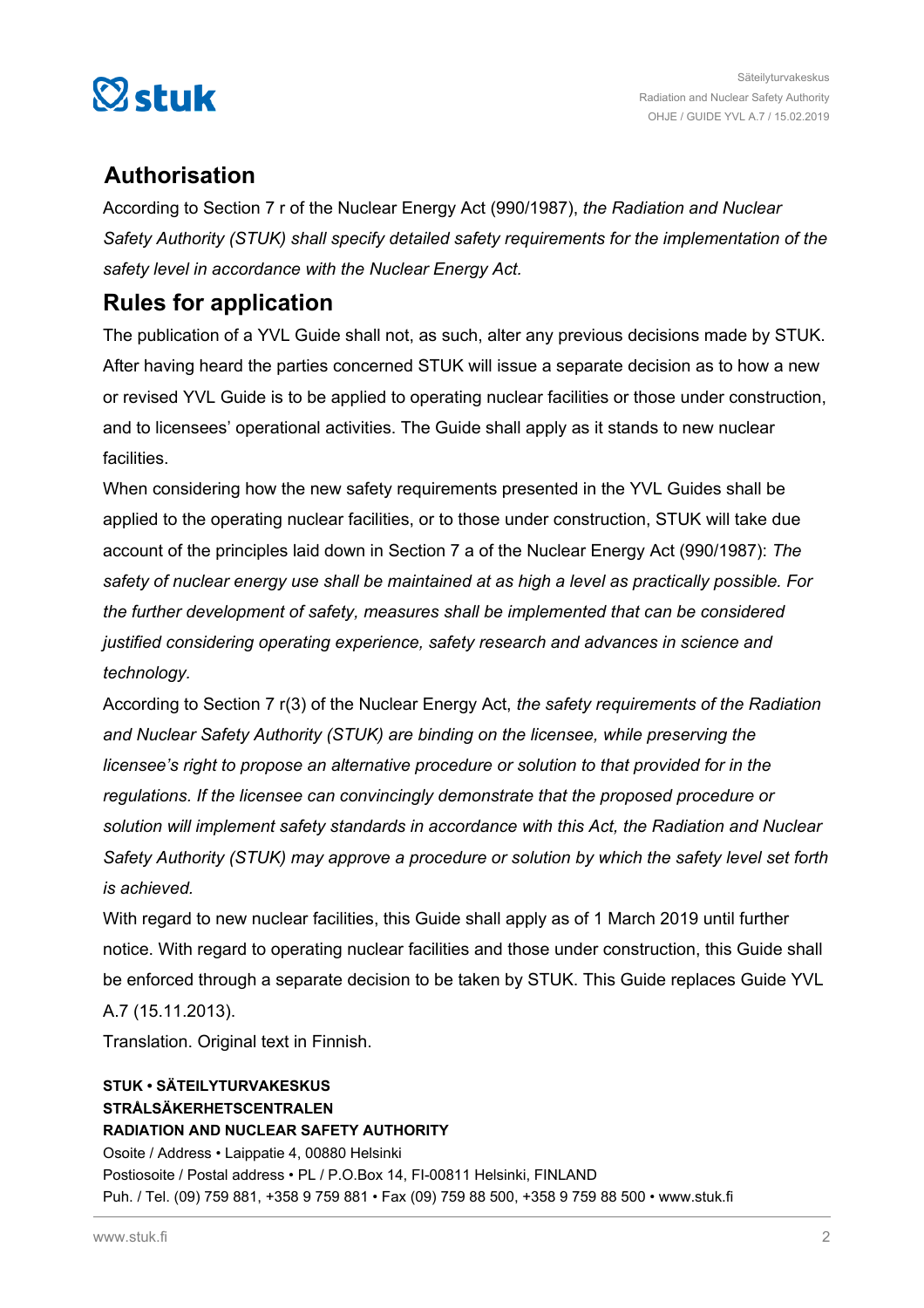## Authorisation

According to Section 7 r of the Nuclear Energy Act (990/1987), *the Radiation and Nuclear Safety Authority (STUK) shall specify detailed safety requirements for the implementation of the safety level in accordance with the Nuclear Energy Act.*

## Rules for application

The publication of a YVL Guide shall not, as such, alter any previous decisions made by STUK. After having heard the parties concerned STUK will issue a separate decision as to how a new or revised YVL Guide is to be applied to operating nuclear facilities or those under construction, and to licensees' operational activities. The Guide shall apply as it stands to new nuclear facilities.

When considering how the new safety requirements presented in the YVL Guides shall be applied to the operating nuclear facilities, or to those under construction, STUK will take due account of the principles laid down in Section 7 a of the Nuclear Energy Act (990/1987): *The safety of nuclear energy use shall be maintained at as high a level as practically possible. For the further development of safety, measures shall be implemented that can be considered justified considering operating experience, safety research and advances in science and technology.*

According to Section 7 r(3) of the Nuclear Energy Act, *the safety requirements of the Radiation and Nuclear Safety Authority (STUK) are binding on the licensee, while preserving the licensee's right to propose an alternative procedure or solution to that provided for in the regulations. If the licensee can convincingly demonstrate that the proposed procedure or solution will implement safety standards in accordance with this Act, the Radiation and Nuclear Safety Authority (STUK) may approve a procedure or solution by which the safety level set forth is achieved.*

With regard to new nuclear facilities, this Guide shall apply as of 1 March 2019 until further notice. With regard to operating nuclear facilities and those under construction, this Guide shall be enforced through a separate decision to be taken by STUK. This Guide replaces Guide YVL A.7 (15.11.2013).

Translation. Original text in Finnish.

**STUK • SÄTEILYTURVAKESKUS**
**STRÅLSÄKERHETSCENTRALEN**
**RADIATION AND NUCLEAR SAFETY AUTHORITY**
Osoite / Address • Laippatie 4, 00880 Helsinki
Postiosoite / Postal address • PL / P.O.Box 14, FI-00811 Helsinki, FINLAND
Puh. / Tel. (09) 759 881, +358 9 759 881 • Fax (09) 759 88 500, +358 9 759 88 500 • www.stuk.fi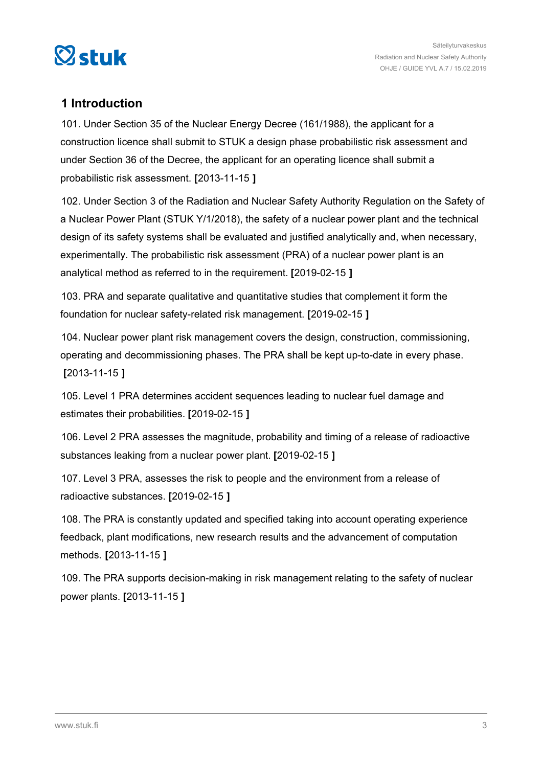# 1 Introduction

101. Under Section 35 of the Nuclear Energy Decree (161/1988), the applicant for a construction licence shall submit to STUK a design phase probabilistic risk assessment and under Section 36 of the Decree, the applicant for an operating licence shall submit a probabilistic risk assessment. **[**2013-11-15 **]**

102. Under Section 3 of the Radiation and Nuclear Safety Authority Regulation on the Safety of a Nuclear Power Plant (STUK Y/1/2018), the safety of a nuclear power plant and the technical design of its safety systems shall be evaluated and justified analytically and, when necessary, experimentally. The probabilistic risk assessment (PRA) of a nuclear power plant is an analytical method as referred to in the requirement. **[**2019-02-15 **]**

103. PRA and separate qualitative and quantitative studies that complement it form the foundation for nuclear safety-related risk management. **[**2019-02-15 **]**

104. Nuclear power plant risk management covers the design, construction, commissioning, operating and decommissioning phases. The PRA shall be kept up-to-date in every phase. **[**2013-11-15 **]**

105. Level 1 PRA determines accident sequences leading to nuclear fuel damage and estimates their probabilities. **[**2019-02-15 **]**

106. Level 2 PRA assesses the magnitude, probability and timing of a release of radioactive substances leaking from a nuclear power plant. **[**2019-02-15 **]**

107. Level 3 PRA, assesses the risk to people and the environment from a release of radioactive substances. **[**2019-02-15 **]**

108. The PRA is constantly updated and specified taking into account operating experience feedback, plant modifications, new research results and the advancement of computation methods. **[**2013-11-15 **]**

109. The PRA supports decision-making in risk management relating to the safety of nuclear power plants. **[**2013-11-15 **]**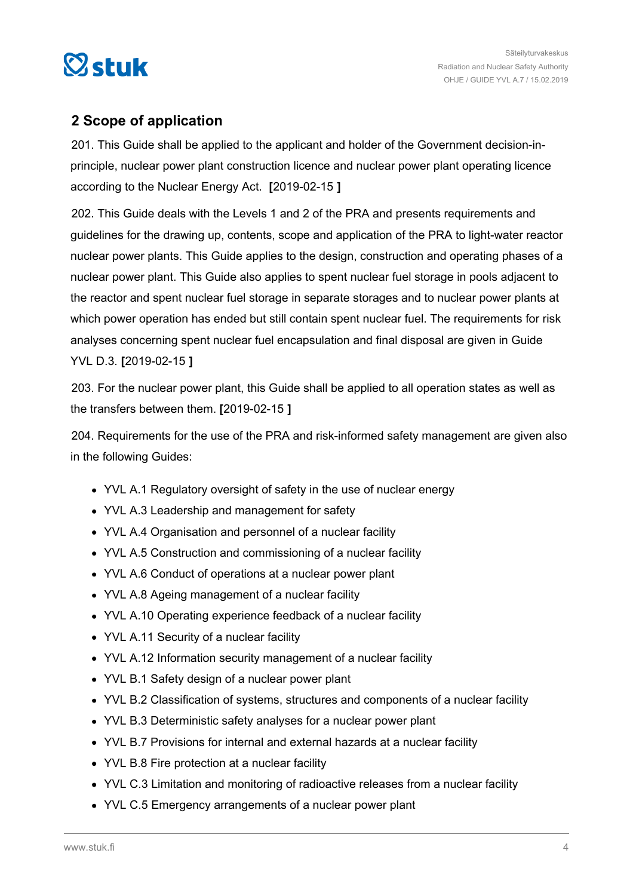## 2 Scope of application

201. This Guide shall be applied to the applicant and holder of the Government decision-in-principle, nuclear power plant construction licence and nuclear power plant operating licence according to the Nuclear Energy Act. **[**2019-02-15 **]**

202. This Guide deals with the Levels 1 and 2 of the PRA and presents requirements and guidelines for the drawing up, contents, scope and application of the PRA to light-water reactor nuclear power plants. This Guide applies to the design, construction and operating phases of a nuclear power plant. This Guide also applies to spent nuclear fuel storage in pools adjacent to the reactor and spent nuclear fuel storage in separate storages and to nuclear power plants at which power operation has ended but still contain spent nuclear fuel. The requirements for risk analyses concerning spent nuclear fuel encapsulation and final disposal are given in Guide YVL D.3. **[**2019-02-15 **]**

203. For the nuclear power plant, this Guide shall be applied to all operation states as well as the transfers between them. **[**2019-02-15 **]**

204. Requirements for the use of the PRA and risk-informed safety management are given also in the following Guides:

- YVL A.1 Regulatory oversight of safety in the use of nuclear energy
- YVL A.3 Leadership and management for safety
- YVL A.4 Organisation and personnel of a nuclear facility
- YVL A.5 Construction and commissioning of a nuclear facility
- YVL A.6 Conduct of operations at a nuclear power plant
- YVL A.8 Ageing management of a nuclear facility
- YVL A.10 Operating experience feedback of a nuclear facility
- YVL A.11 Security of a nuclear facility
- YVL A.12 Information security management of a nuclear facility
- YVL B.1 Safety design of a nuclear power plant
- YVL B.2 Classification of systems, structures and components of a nuclear facility
- YVL B.3 Deterministic safety analyses for a nuclear power plant
- YVL B.7 Provisions for internal and external hazards at a nuclear facility
- YVL B.8 Fire protection at a nuclear facility
- YVL C.3 Limitation and monitoring of radioactive releases from a nuclear facility
- YVL C.5 Emergency arrangements of a nuclear power plant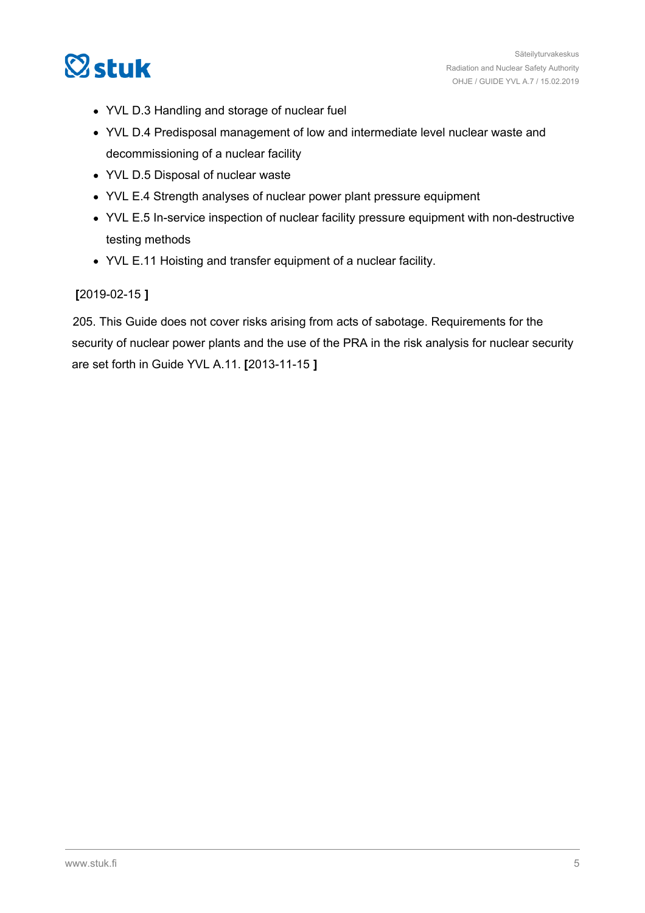- YVL D.3 Handling and storage of nuclear fuel
- YVL D.4 Predisposal management of low and intermediate level nuclear waste and decommissioning of a nuclear facility
- YVL D.5 Disposal of nuclear waste
- YVL E.4 Strength analyses of nuclear power plant pressure equipment
- YVL E.5 In-service inspection of nuclear facility pressure equipment with non-destructive testing methods
- YVL E.11 Hoisting and transfer equipment of a nuclear facility.

**[**2019-02-15 **]**

205. This Guide does not cover risks arising from acts of sabotage. Requirements for the security of nuclear power plants and the use of the PRA in the risk analysis for nuclear security are set forth in Guide YVL A.11. **[**2013-11-15 **]**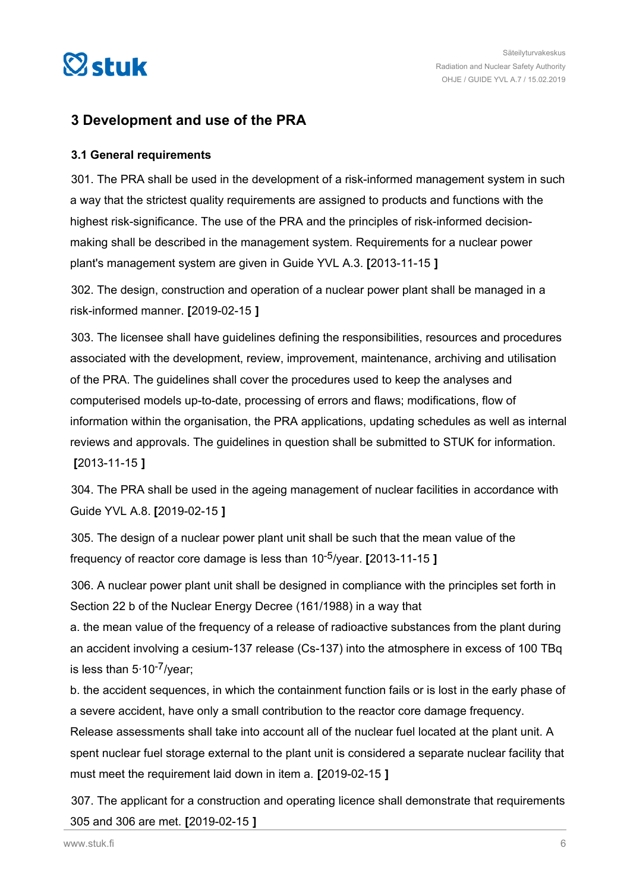# 3 Development and use of the PRA

## 3.1 General requirements

301. The PRA shall be used in the development of a risk-informed management system in such a way that the strictest quality requirements are assigned to products and functions with the highest risk-significance. The use of the PRA and the principles of risk-informed decision-making shall be described in the management system. Requirements for a nuclear power plant's management system are given in Guide YVL A.3. **[**2013-11-15 **]**

302. The design, construction and operation of a nuclear power plant shall be managed in a risk-informed manner. **[**2019-02-15 **]**

303. The licensee shall have guidelines defining the responsibilities, resources and procedures associated with the development, review, improvement, maintenance, archiving and utilisation of the PRA. The guidelines shall cover the procedures used to keep the analyses and computerised models up-to-date, processing of errors and flaws; modifications, flow of information within the organisation, the PRA applications, updating schedules as well as internal reviews and approvals. The guidelines in question shall be submitted to STUK for information. **[**2013-11-15 **]**

304. The PRA shall be used in the ageing management of nuclear facilities in accordance with Guide YVL A.8. **[**2019-02-15 **]**

305. The design of a nuclear power plant unit shall be such that the mean value of the frequency of reactor core damage is less than $10^{-5}$/year. **[**2013-11-15 **]**

306. A nuclear power plant unit shall be designed in compliance with the principles set forth in Section 22 b of the Nuclear Energy Decree (161/1988) in a way that

a. the mean value of the frequency of a release of radioactive substances from the plant during an accident involving a cesium-137 release (Cs-137) into the atmosphere in excess of 100 TBq is less than $5 \cdot 10^{-7}$/year;

b. the accident sequences, in which the containment function fails or is lost in the early phase of a severe accident, have only a small contribution to the reactor core damage frequency.

Release assessments shall take into account all of the nuclear fuel located at the plant unit. A spent nuclear fuel storage external to the plant unit is considered a separate nuclear facility that must meet the requirement laid down in item a. **[**2019-02-15 **]**

307. The applicant for a construction and operating licence shall demonstrate that requirements 305 and 306 are met. **[**2019-02-15 **]**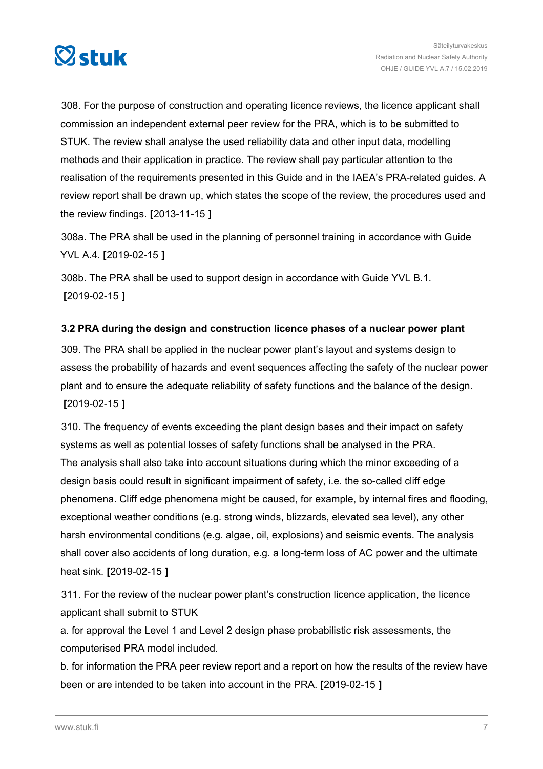308. For the purpose of construction and operating licence reviews, the licence applicant shall commission an independent external peer review for the PRA, which is to be submitted to STUK. The review shall analyse the used reliability data and other input data, modelling methods and their application in practice. The review shall pay particular attention to the realisation of the requirements presented in this Guide and in the IAEA's PRA-related guides. A review report shall be drawn up, which states the scope of the review, the procedures used and the review findings. **[**2013-11-15 **]**

308a. The PRA shall be used in the planning of personnel training in accordance with Guide YVL A.4. **[**2019-02-15 **]**

308b. The PRA shall be used to support design in accordance with Guide YVL B.1. **[**2019-02-15 **]**

### 3.2 PRA during the design and construction licence phases of a nuclear power plant

309. The PRA shall be applied in the nuclear power plant's layout and systems design to assess the probability of hazards and event sequences affecting the safety of the nuclear power plant and to ensure the adequate reliability of safety functions and the balance of the design. **[**2019-02-15 **]**

310. The frequency of events exceeding the plant design bases and their impact on safety systems as well as potential losses of safety functions shall be analysed in the PRA. The analysis shall also take into account situations during which the minor exceeding of a design basis could result in significant impairment of safety, i.e. the so-called cliff edge phenomena. Cliff edge phenomena might be caused, for example, by internal fires and flooding, exceptional weather conditions (e.g. strong winds, blizzards, elevated sea level), any other harsh environmental conditions (e.g. algae, oil, explosions) and seismic events. The analysis shall cover also accidents of long duration, e.g. a long-term loss of AC power and the ultimate heat sink. **[**2019-02-15 **]**

311. For the review of the nuclear power plant's construction licence application, the licence applicant shall submit to STUK

a. for approval the Level 1 and Level 2 design phase probabilistic risk assessments, the computerised PRA model included.

b. for information the PRA peer review report and a report on how the results of the review have been or are intended to be taken into account in the PRA. **[**2019-02-15 **]**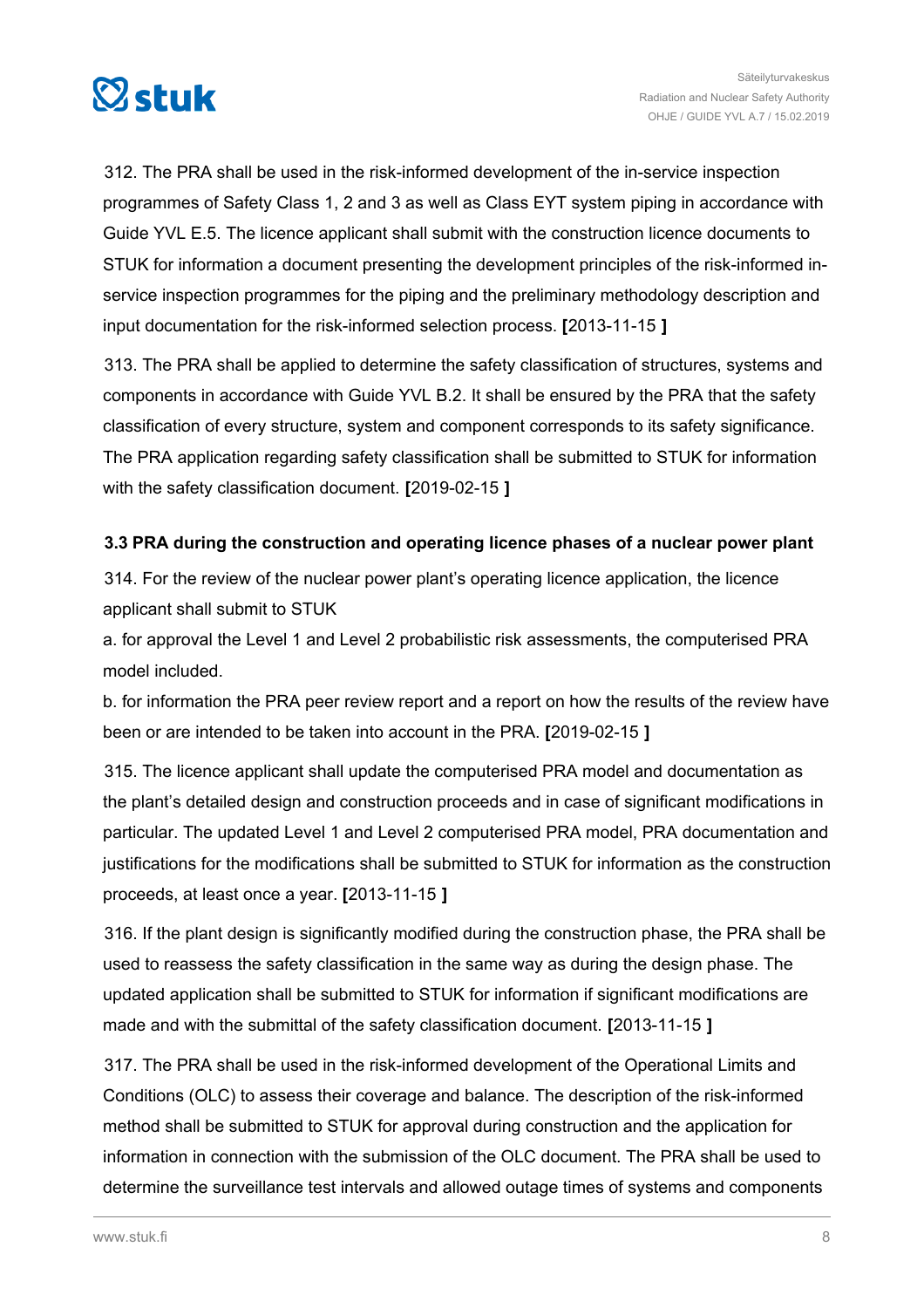312. The PRA shall be used in the risk-informed development of the in-service inspection programmes of Safety Class 1, 2 and 3 as well as Class EYT system piping in accordance with Guide YVL E.5. The licence applicant shall submit with the construction licence documents to STUK for information a document presenting the development principles of the risk-informed in-service inspection programmes for the piping and the preliminary methodology description and input documentation for the risk-informed selection process. **[**2013-11-15 **]**

313. The PRA shall be applied to determine the safety classification of structures, systems and components in accordance with Guide YVL B.2. It shall be ensured by the PRA that the safety classification of every structure, system and component corresponds to its safety significance. The PRA application regarding safety classification shall be submitted to STUK for information with the safety classification document. **[**2019-02-15 **]**

### 3.3 PRA during the construction and operating licence phases of a nuclear power plant

314. For the review of the nuclear power plant's operating licence application, the licence applicant shall submit to STUK

a. for approval the Level 1 and Level 2 probabilistic risk assessments, the computerised PRA model included.

b. for information the PRA peer review report and a report on how the results of the review have been or are intended to be taken into account in the PRA. **[**2019-02-15 **]**

315. The licence applicant shall update the computerised PRA model and documentation as the plant's detailed design and construction proceeds and in case of significant modifications in particular. The updated Level 1 and Level 2 computerised PRA model, PRA documentation and justifications for the modifications shall be submitted to STUK for information as the construction proceeds, at least once a year. **[**2013-11-15 **]**

316. If the plant design is significantly modified during the construction phase, the PRA shall be used to reassess the safety classification in the same way as during the design phase. The updated application shall be submitted to STUK for information if significant modifications are made and with the submittal of the safety classification document. **[**2013-11-15 **]**

317. The PRA shall be used in the risk-informed development of the Operational Limits and Conditions (OLC) to assess their coverage and balance. The description of the risk-informed method shall be submitted to STUK for approval during construction and the application for information in connection with the submission of the OLC document. The PRA shall be used to determine the surveillance test intervals and allowed outage times of systems and components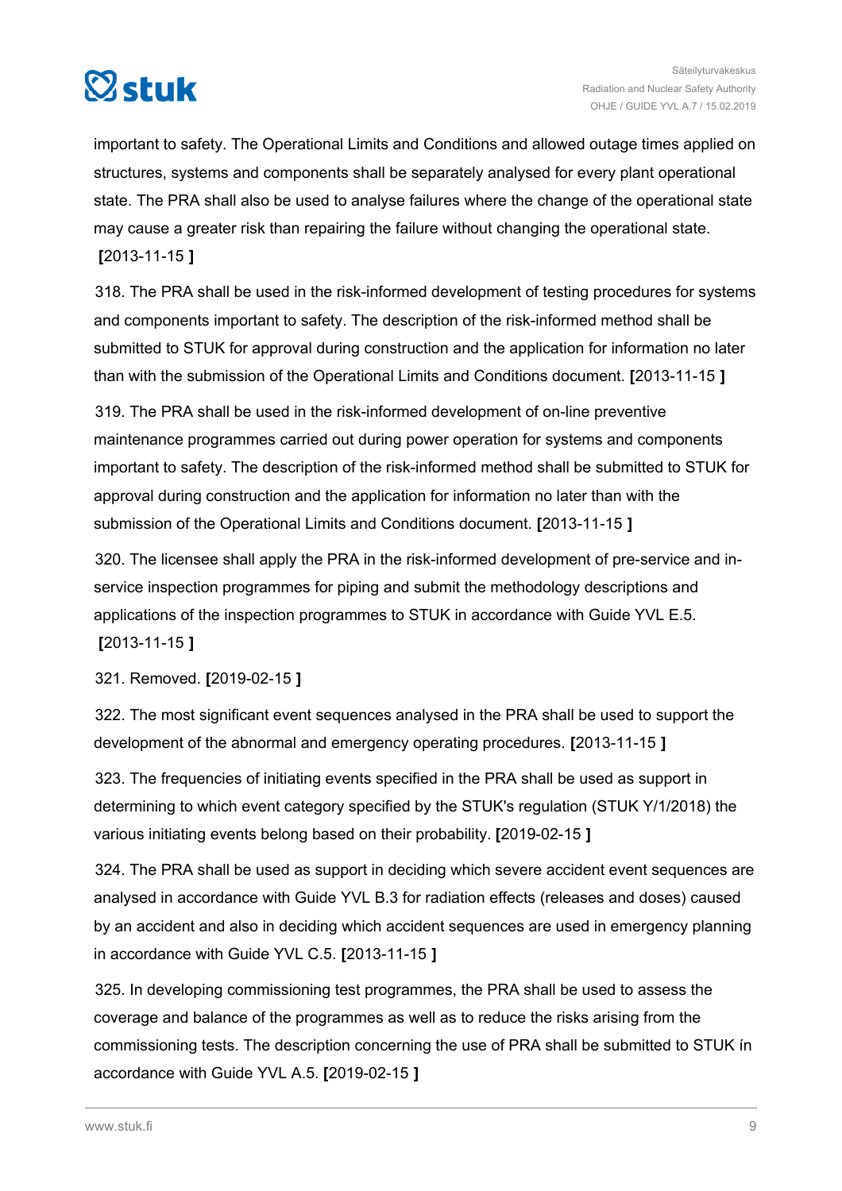important to safety. The Operational Limits and Conditions and allowed outage times applied on structures, systems and components shall be separately analysed for every plant operational state. The PRA shall also be used to analyse failures where the change of the operational state may cause a greater risk than repairing the failure without changing the operational state. **[**2013-11-15 **]**

318. The PRA shall be used in the risk-informed development of testing procedures for systems and components important to safety. The description of the risk-informed method shall be submitted to STUK for approval during construction and the application for information no later than with the submission of the Operational Limits and Conditions document. **[**2013-11-15 **]**

319. The PRA shall be used in the risk-informed development of on-line preventive maintenance programmes carried out during power operation for systems and components important to safety. The description of the risk-informed method shall be submitted to STUK for approval during construction and the application for information no later than with the submission of the Operational Limits and Conditions document. **[**2013-11-15 **]**

320. The licensee shall apply the PRA in the risk-informed development of pre-service and in-service inspection programmes for piping and submit the methodology descriptions and applications of the inspection programmes to STUK in accordance with Guide YVL E.5. **[**2013-11-15 **]**

321. Removed. **[**2019-02-15 **]**

322. The most significant event sequences analysed in the PRA shall be used to support the development of the abnormal and emergency operating procedures. **[**2013-11-15 **]**

323. The frequencies of initiating events specified in the PRA shall be used as support in determining to which event category specified by the STUK's regulation (STUK Y/1/2018) the various initiating events belong based on their probability. **[**2019-02-15 **]**

324. The PRA shall be used as support in deciding which severe accident event sequences are analysed in accordance with Guide YVL B.3 for radiation effects (releases and doses) caused by an accident and also in deciding which accident sequences are used in emergency planning in accordance with Guide YVL C.5. **[**2013-11-15 **]**

325. In developing commissioning test programmes, the PRA shall be used to assess the coverage and balance of the programmes as well as to reduce the risks arising from the commissioning tests. The description concerning the use of PRA shall be submitted to STUK ín accordance with Guide YVL A.5. **[**2019-02-15 **]**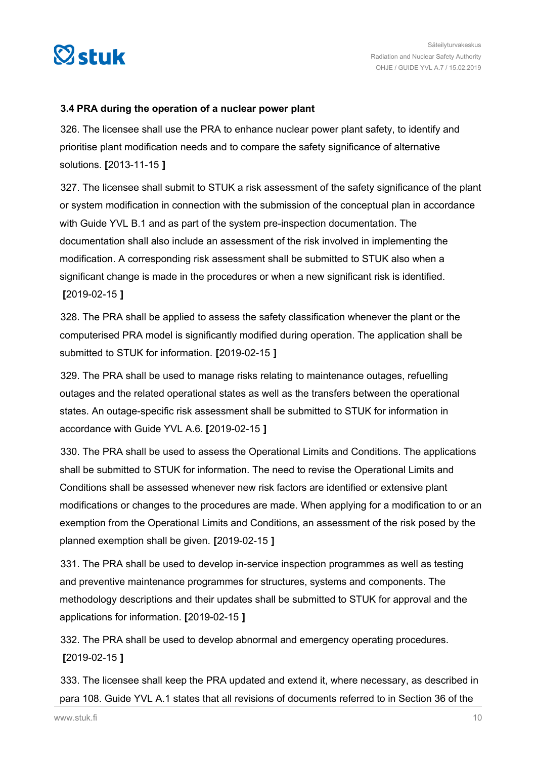### 3.4 PRA during the operation of a nuclear power plant

326. The licensee shall use the PRA to enhance nuclear power plant safety, to identify and prioritise plant modification needs and to compare the safety significance of alternative solutions. **[**2013-11-15 **]**

327. The licensee shall submit to STUK a risk assessment of the safety significance of the plant or system modification in connection with the submission of the conceptual plan in accordance with Guide YVL B.1 and as part of the system pre-inspection documentation. The documentation shall also include an assessment of the risk involved in implementing the modification. A corresponding risk assessment shall be submitted to STUK also when a significant change is made in the procedures or when a new significant risk is identified. **[**2019-02-15 **]**

328. The PRA shall be applied to assess the safety classification whenever the plant or the computerised PRA model is significantly modified during operation. The application shall be submitted to STUK for information. **[**2019-02-15 **]**

329. The PRA shall be used to manage risks relating to maintenance outages, refuelling outages and the related operational states as well as the transfers between the operational states. An outage-specific risk assessment shall be submitted to STUK for information in accordance with Guide YVL A.6. **[**2019-02-15 **]**

330. The PRA shall be used to assess the Operational Limits and Conditions. The applications shall be submitted to STUK for information. The need to revise the Operational Limits and Conditions shall be assessed whenever new risk factors are identified or extensive plant modifications or changes to the procedures are made. When applying for a modification to or an exemption from the Operational Limits and Conditions, an assessment of the risk posed by the planned exemption shall be given. **[**2019-02-15 **]**

331. The PRA shall be used to develop in-service inspection programmes as well as testing and preventive maintenance programmes for structures, systems and components. The methodology descriptions and their updates shall be submitted to STUK for approval and the applications for information. **[**2019-02-15 **]**

332. The PRA shall be used to develop abnormal and emergency operating procedures. **[**2019-02-15 **]**

333. The licensee shall keep the PRA updated and extend it, where necessary, as described in para 108. Guide YVL A.1 states that all revisions of documents referred to in Section 36 of the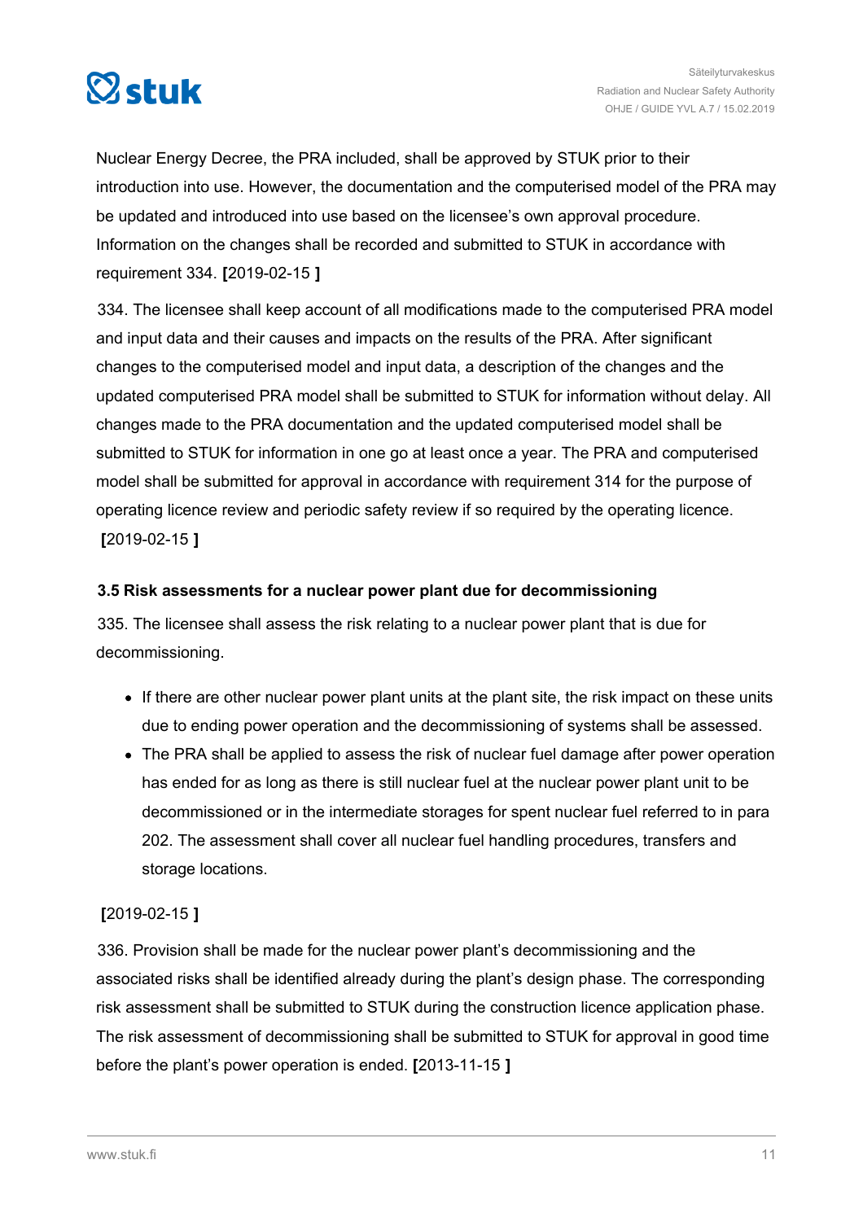Nuclear Energy Decree, the PRA included, shall be approved by STUK prior to their introduction into use. However, the documentation and the computerised model of the PRA may be updated and introduced into use based on the licensee's own approval procedure. Information on the changes shall be recorded and submitted to STUK in accordance with requirement 334. **[**2019-02-15 **]**

334. The licensee shall keep account of all modifications made to the computerised PRA model and input data and their causes and impacts on the results of the PRA. After significant changes to the computerised model and input data, a description of the changes and the updated computerised PRA model shall be submitted to STUK for information without delay. All changes made to the PRA documentation and the updated computerised model shall be submitted to STUK for information in one go at least once a year. The PRA and computerised model shall be submitted for approval in accordance with requirement 314 for the purpose of operating licence review and periodic safety review if so required by the operating licence. **[**2019-02-15 **]**

### 3.5 Risk assessments for a nuclear power plant due for decommissioning

335. The licensee shall assess the risk relating to a nuclear power plant that is due for decommissioning.

- If there are other nuclear power plant units at the plant site, the risk impact on these units due to ending power operation and the decommissioning of systems shall be assessed.
- The PRA shall be applied to assess the risk of nuclear fuel damage after power operation has ended for as long as there is still nuclear fuel at the nuclear power plant unit to be decommissioned or in the intermediate storages for spent nuclear fuel referred to in para 202. The assessment shall cover all nuclear fuel handling procedures, transfers and storage locations.

**[**2019-02-15 **]**

336. Provision shall be made for the nuclear power plant's decommissioning and the associated risks shall be identified already during the plant's design phase. The corresponding risk assessment shall be submitted to STUK during the construction licence application phase. The risk assessment of decommissioning shall be submitted to STUK for approval in good time before the plant's power operation is ended. **[**2013-11-15 **]**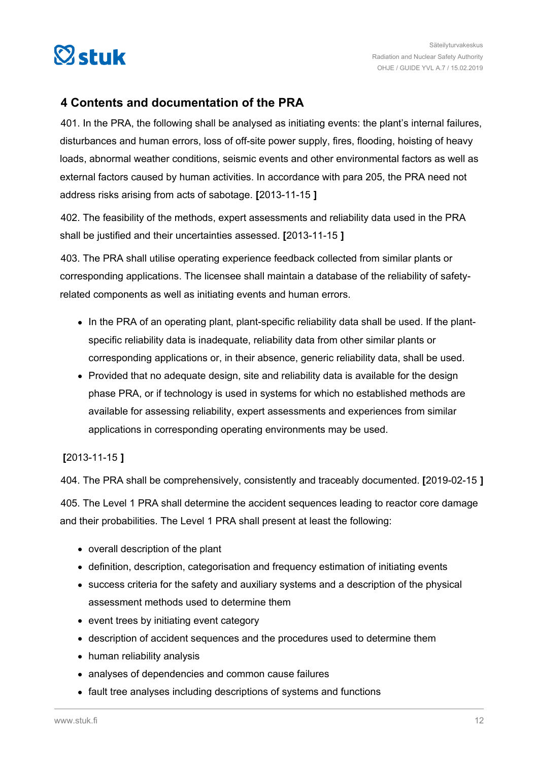## 4 Contents and documentation of the PRA

401. In the PRA, the following shall be analysed as initiating events: the plant's internal failures, disturbances and human errors, loss of off-site power supply, fires, flooding, hoisting of heavy loads, abnormal weather conditions, seismic events and other environmental factors as well as external factors caused by human activities. In accordance with para 205, the PRA need not address risks arising from acts of sabotage. **[**2013-11-15 **]**

402. The feasibility of the methods, expert assessments and reliability data used in the PRA shall be justified and their uncertainties assessed. **[**2013-11-15 **]**

403. The PRA shall utilise operating experience feedback collected from similar plants or corresponding applications. The licensee shall maintain a database of the reliability of safety-related components as well as initiating events and human errors.

- In the PRA of an operating plant, plant-specific reliability data shall be used. If the plant-specific reliability data is inadequate, reliability data from other similar plants or corresponding applications or, in their absence, generic reliability data, shall be used.
- Provided that no adequate design, site and reliability data is available for the design phase PRA, or if technology is used in systems for which no established methods are available for assessing reliability, expert assessments and experiences from similar applications in corresponding operating environments may be used.

**[**2013-11-15 **]**

404. The PRA shall be comprehensively, consistently and traceably documented. **[**2019-02-15 **]**

405. The Level 1 PRA shall determine the accident sequences leading to reactor core damage and their probabilities. The Level 1 PRA shall present at least the following:

- overall description of the plant
- definition, description, categorisation and frequency estimation of initiating events
- success criteria for the safety and auxiliary systems and a description of the physical assessment methods used to determine them
- event trees by initiating event category
- description of accident sequences and the procedures used to determine them
- human reliability analysis
- analyses of dependencies and common cause failures
- fault tree analyses including descriptions of systems and functions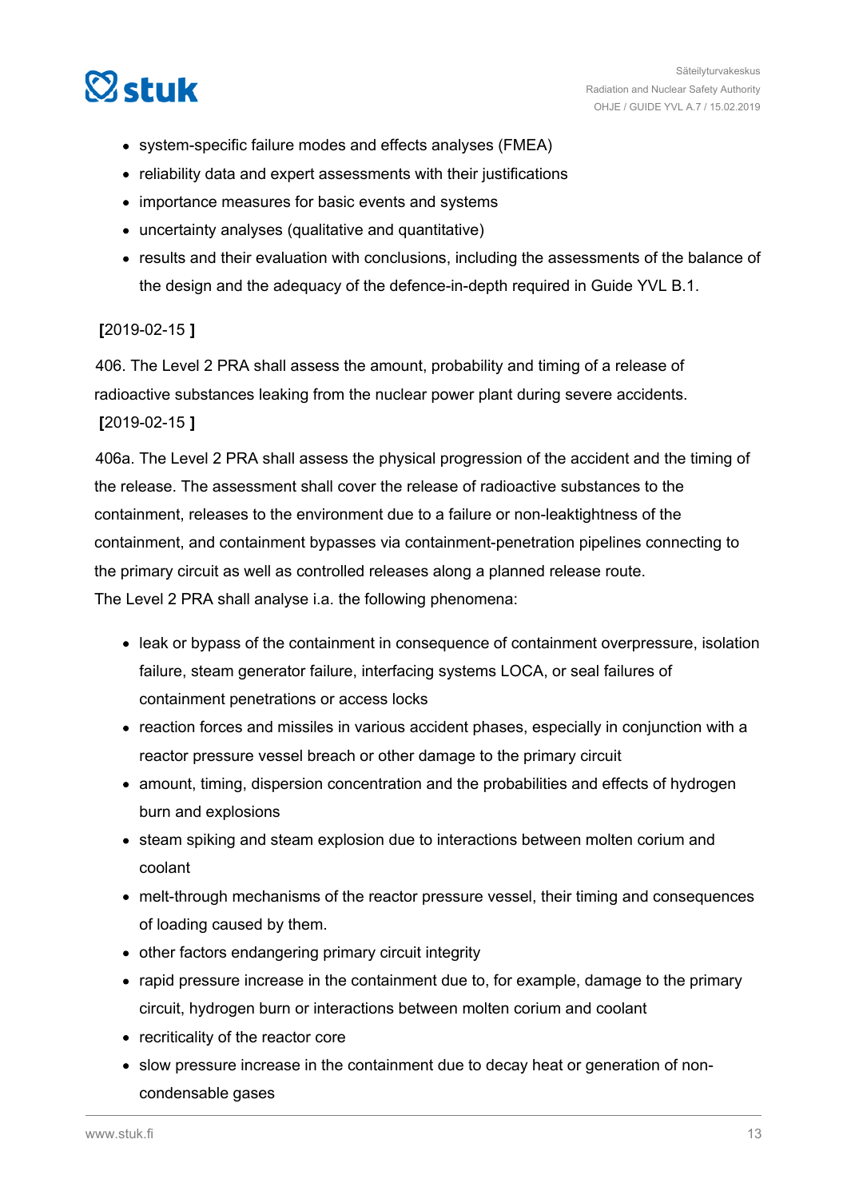- system-specific failure modes and effects analyses (FMEA)
- reliability data and expert assessments with their justifications
- importance measures for basic events and systems
- uncertainty analyses (qualitative and quantitative)
- results and their evaluation with conclusions, including the assessments of the balance of the design and the adequacy of the defence-in-depth required in Guide YVL B.1.

**[**2019-02-15 **]**

406. The Level 2 PRA shall assess the amount, probability and timing of a release of radioactive substances leaking from the nuclear power plant during severe accidents.
**[**2019-02-15 **]**

406a. The Level 2 PRA shall assess the physical progression of the accident and the timing of the release. The assessment shall cover the release of radioactive substances to the containment, releases to the environment due to a failure or non-leaktightness of the containment, and containment bypasses via containment-penetration pipelines connecting to the primary circuit as well as controlled releases along a planned release route.
The Level 2 PRA shall analyse i.a. the following phenomena:

- leak or bypass of the containment in consequence of containment overpressure, isolation failure, steam generator failure, interfacing systems LOCA, or seal failures of containment penetrations or access locks
- reaction forces and missiles in various accident phases, especially in conjunction with a reactor pressure vessel breach or other damage to the primary circuit
- amount, timing, dispersion concentration and the probabilities and effects of hydrogen burn and explosions
- steam spiking and steam explosion due to interactions between molten corium and coolant
- melt-through mechanisms of the reactor pressure vessel, their timing and consequences of loading caused by them.
- other factors endangering primary circuit integrity
- rapid pressure increase in the containment due to, for example, damage to the primary circuit, hydrogen burn or interactions between molten corium and coolant
- recriticality of the reactor core
- slow pressure increase in the containment due to decay heat or generation of non-condensable gases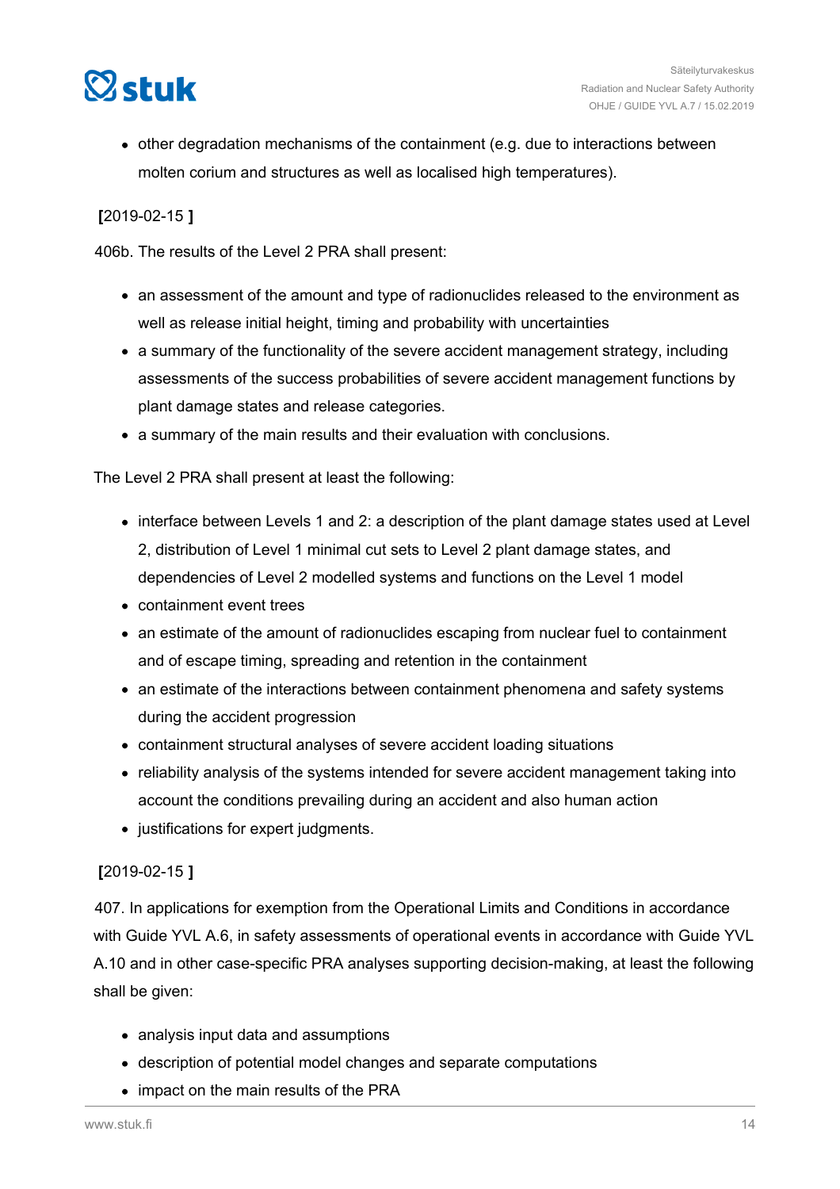- other degradation mechanisms of the containment (e.g. due to interactions between molten corium and structures as well as localised high temperatures).

**[**2019-02-15 **]**

406b. The results of the Level 2 PRA shall present:

- an assessment of the amount and type of radionuclides released to the environment as well as release initial height, timing and probability with uncertainties
- a summary of the functionality of the severe accident management strategy, including assessments of the success probabilities of severe accident management functions by plant damage states and release categories.
- a summary of the main results and their evaluation with conclusions.

The Level 2 PRA shall present at least the following:

- interface between Levels 1 and 2: a description of the plant damage states used at Level 2, distribution of Level 1 minimal cut sets to Level 2 plant damage states, and dependencies of Level 2 modelled systems and functions on the Level 1 model
- containment event trees
- an estimate of the amount of radionuclides escaping from nuclear fuel to containment and of escape timing, spreading and retention in the containment
- an estimate of the interactions between containment phenomena and safety systems during the accident progression
- containment structural analyses of severe accident loading situations
- reliability analysis of the systems intended for severe accident management taking into account the conditions prevailing during an accident and also human action
- justifications for expert judgments.

**[**2019-02-15 **]**

407. In applications for exemption from the Operational Limits and Conditions in accordance with Guide YVL A.6, in safety assessments of operational events in accordance with Guide YVL A.10 and in other case-specific PRA analyses supporting decision-making, at least the following shall be given:

- analysis input data and assumptions
- description of potential model changes and separate computations
- impact on the main results of the PRA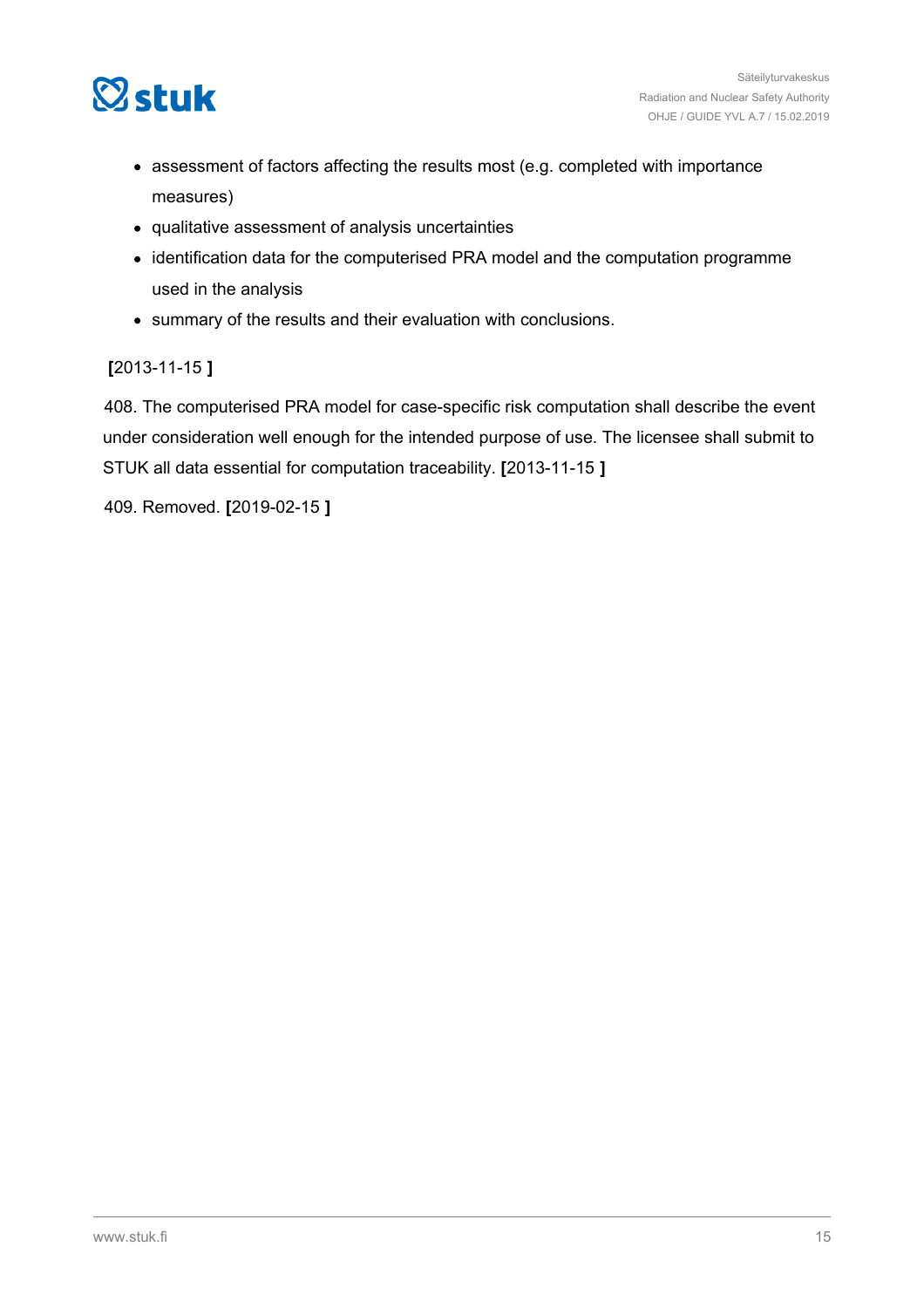- assessment of factors affecting the results most (e.g. completed with importance measures)
- qualitative assessment of analysis uncertainties
- identification data for the computerised PRA model and the computation programme used in the analysis
- summary of the results and their evaluation with conclusions.

**[**2013-11-15 **]**

408. The computerised PRA model for case-specific risk computation shall describe the event under consideration well enough for the intended purpose of use. The licensee shall submit to STUK all data essential for computation traceability. **[**2013-11-15 **]**

409. Removed. **[**2019-02-15 **]**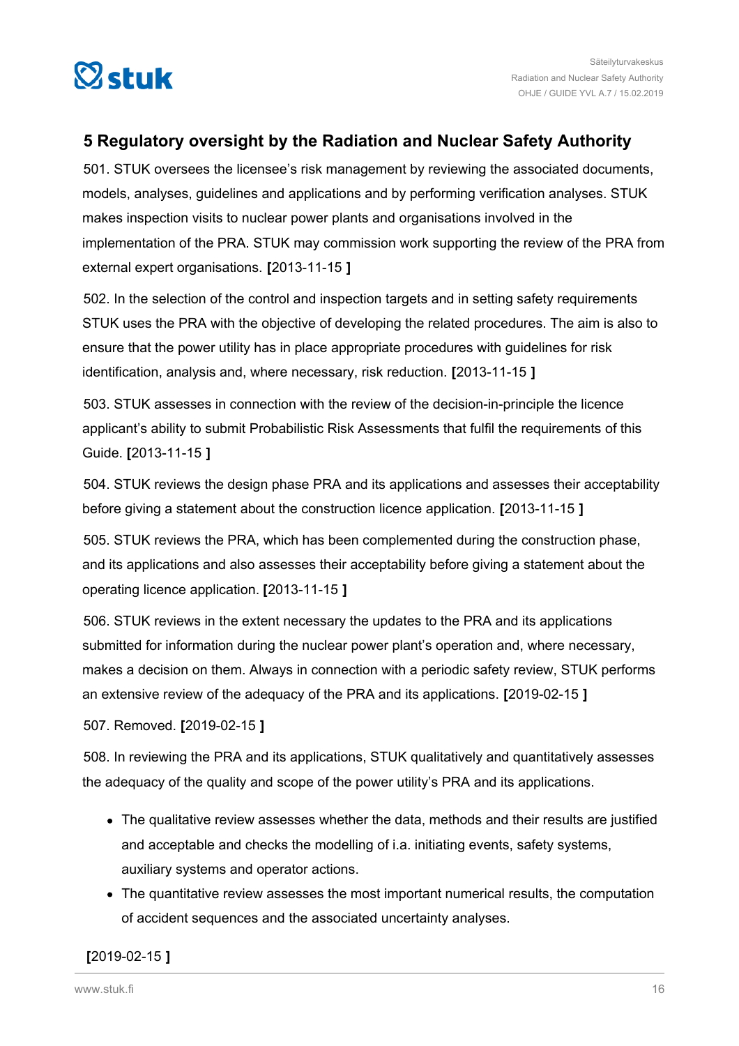## 5 Regulatory oversight by the Radiation and Nuclear Safety Authority

501. STUK oversees the licensee's risk management by reviewing the associated documents, models, analyses, guidelines and applications and by performing verification analyses. STUK makes inspection visits to nuclear power plants and organisations involved in the implementation of the PRA. STUK may commission work supporting the review of the PRA from external expert organisations. **[**2013-11-15 **]**

502. In the selection of the control and inspection targets and in setting safety requirements STUK uses the PRA with the objective of developing the related procedures. The aim is also to ensure that the power utility has in place appropriate procedures with guidelines for risk identification, analysis and, where necessary, risk reduction. **[**2013-11-15 **]**

503. STUK assesses in connection with the review of the decision-in-principle the licence applicant's ability to submit Probabilistic Risk Assessments that fulfil the requirements of this Guide. **[**2013-11-15 **]**

504. STUK reviews the design phase PRA and its applications and assesses their acceptability before giving a statement about the construction licence application. **[**2013-11-15 **]**

505. STUK reviews the PRA, which has been complemented during the construction phase, and its applications and also assesses their acceptability before giving a statement about the operating licence application. **[**2013-11-15 **]**

506. STUK reviews in the extent necessary the updates to the PRA and its applications submitted for information during the nuclear power plant's operation and, where necessary, makes a decision on them. Always in connection with a periodic safety review, STUK performs an extensive review of the adequacy of the PRA and its applications. **[**2019-02-15 **]**

507. Removed. **[**2019-02-15 **]**

508. In reviewing the PRA and its applications, STUK qualitatively and quantitatively assesses the adequacy of the quality and scope of the power utility's PRA and its applications.

- The qualitative review assesses whether the data, methods and their results are justified and acceptable and checks the modelling of i.a. initiating events, safety systems, auxiliary systems and operator actions.
- The quantitative review assesses the most important numerical results, the computation of accident sequences and the associated uncertainty analyses.

**[**2019-02-15 **]**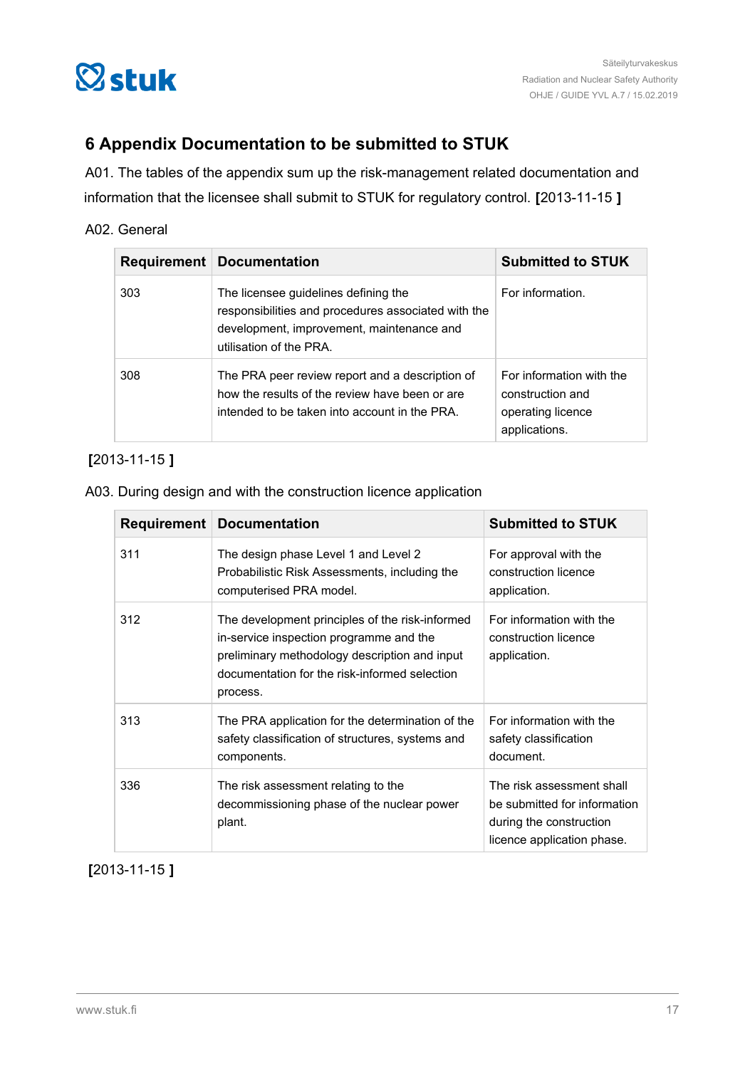# 6 Appendix Documentation to be submitted to STUK

A01. The tables of the appendix sum up the risk-management related documentation and information that the licensee shall submit to STUK for regulatory control. **[**2013-11-15 **]**

A02. General

| Requirement | Documentation | Submitted to STUK |
|---|---|---|
| 303 | The licensee guidelines defining the responsibilities and procedures associated with the development, improvement, maintenance and utilisation of the PRA. | For information. |
| 308 | The PRA peer review report and a description of how the results of the review have been or are intended to be taken into account in the PRA. | For information with the construction and operating licence applications. |

**[**2013-11-15 **]**

A03. During design and with the construction licence application

| Requirement | Documentation | Submitted to STUK |
|---|---|---|
| 311 | The design phase Level 1 and Level 2 Probabilistic Risk Assessments, including the computerised PRA model. | For approval with the construction licence application. |
| 312 | The development principles of the risk-informed in-service inspection programme and the preliminary methodology description and input documentation for the risk-informed selection process. | For information with the construction licence application. |
| 313 | The PRA application for the determination of the safety classification of structures, systems and components. | For information with the safety classification document. |
| 336 | The risk assessment relating to the decommissioning phase of the nuclear power plant. | The risk assessment shall be submitted for information during the construction licence application phase. |

**[**2013-11-15 **]**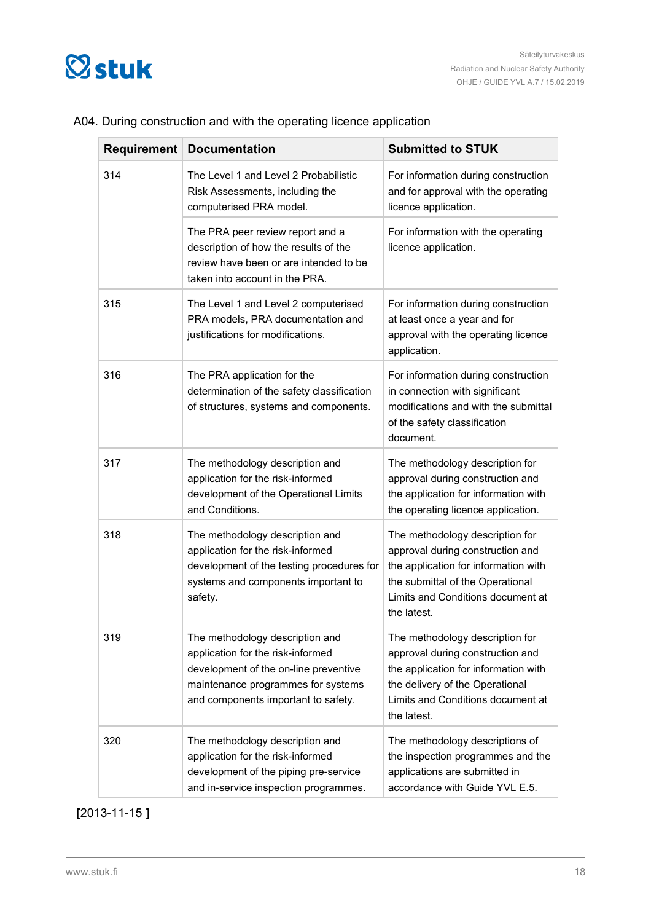A04. During construction and with the operating licence application

| Requirement | Documentation | Submitted to STUK |
|---|---|---|
| 314 | The Level 1 and Level 2 Probabilistic Risk Assessments, including the computerised PRA model. | For information during construction and for approval with the operating licence application. |
| | The PRA peer review report and a description of how the results of the review have been or are intended to be taken into account in the PRA. | For information with the operating licence application. |
| 315 | The Level 1 and Level 2 computerised PRA models, PRA documentation and justifications for modifications. | For information during construction at least once a year and for approval with the operating licence application. |
| 316 | The PRA application for the determination of the safety classification of structures, systems and components. | For information during construction in connection with significant modifications and with the submittal of the safety classification document. |
| 317 | The methodology description and application for the risk-informed development of the Operational Limits and Conditions. | The methodology description for approval during construction and the application for information with the operating licence application. |
| 318 | The methodology description and application for the risk-informed development of the testing procedures for systems and components important to safety. | The methodology description for approval during construction and the application for information with the submittal of the Operational Limits and Conditions document at the latest. |
| 319 | The methodology description and application for the risk-informed development of the on-line preventive maintenance programmes for systems and components important to safety. | The methodology description for approval during construction and the application for information with the delivery of the Operational Limits and Conditions document at the latest. |
| 320 | The methodology description and application for the risk-informed development of the piping pre-service and in-service inspection programmes. | The methodology descriptions of the inspection programmes and the applications are submitted in accordance with Guide YVL E.5. |

**[**2013-11-15 **]**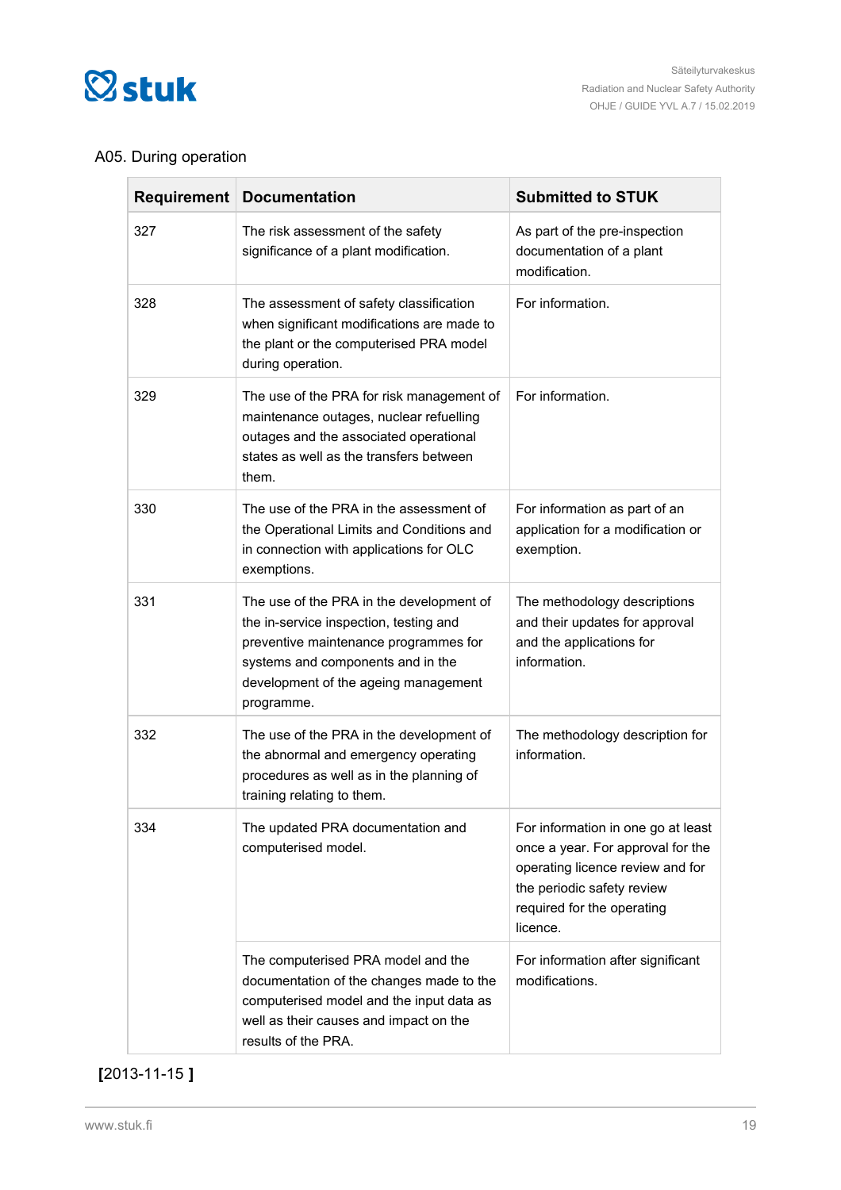A05. During operation

| Requirement | Documentation | Submitted to STUK |
| --- | --- | --- |
| 327 | The risk assessment of the safety significance of a plant modification. | As part of the pre-inspection documentation of a plant modification. |
| 328 | The assessment of safety classification when significant modifications are made to the plant or the computerised PRA model during operation. | For information. |
| 329 | The use of the PRA for risk management of maintenance outages, nuclear refuelling outages and the associated operational states as well as the transfers between them. | For information. |
| 330 | The use of the PRA in the assessment of the Operational Limits and Conditions and in connection with applications for OLC exemptions. | For information as part of an application for a modification or exemption. |
| 331 | The use of the PRA in the development of the in-service inspection, testing and preventive maintenance programmes for systems and components and in the development of the ageing management programme. | The methodology descriptions and their updates for approval and the applications for information. |
| 332 | The use of the PRA in the development of the abnormal and emergency operating procedures as well as in the planning of training relating to them. | The methodology description for information. |
| 334 | The updated PRA documentation and computerised model. | For information in one go at least once a year. For approval for the operating licence review and for the periodic safety review required for the operating licence. |
| | The computerised PRA model and the documentation of the changes made to the computerised model and the input data as well as their causes and impact on the results of the PRA. | For information after significant modifications. |

**[**2013-11-15 **]**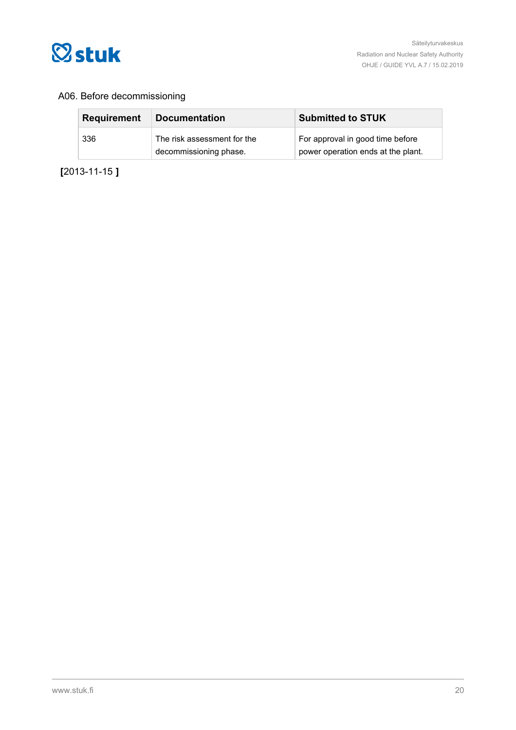A06. Before decommissioning

| Requirement | Documentation | Submitted to STUK |
| --- | --- | --- |
| 336 | The risk assessment for the decommissioning phase. | For approval in good time before power operation ends at the plant. |

**[**2013-11-15 **]**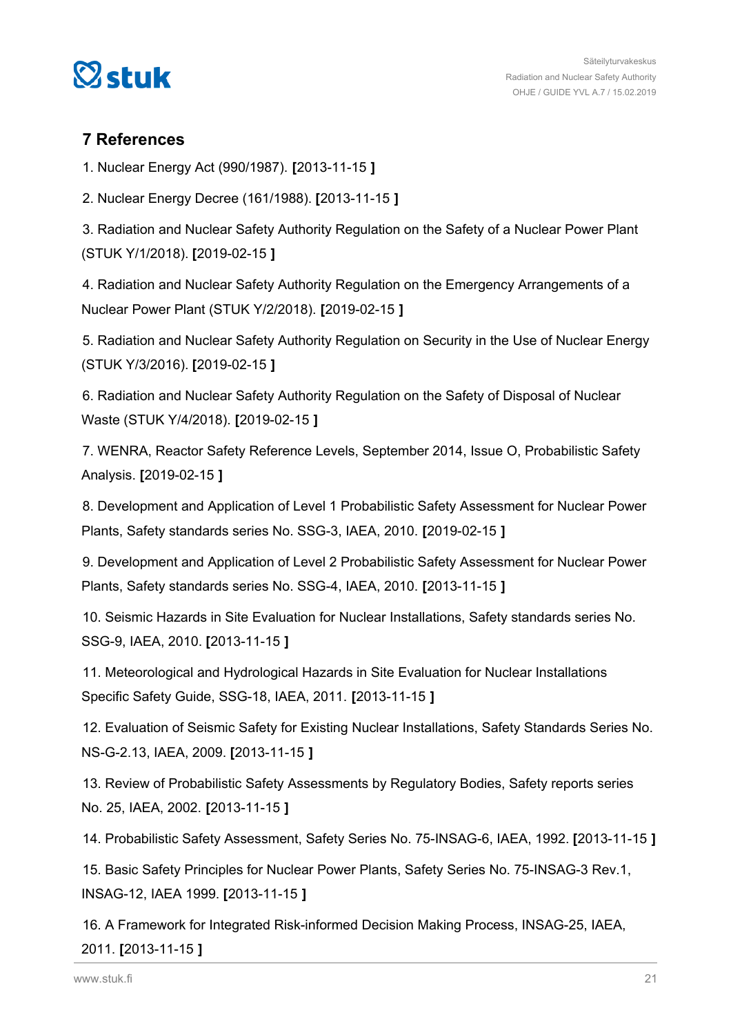## 7 References

1. Nuclear Energy Act (990/1987). **[**2013-11-15 **]**

2. Nuclear Energy Decree (161/1988). **[**2013-11-15 **]**

3. Radiation and Nuclear Safety Authority Regulation on the Safety of a Nuclear Power Plant (STUK Y/1/2018). **[**2019-02-15 **]**

4. Radiation and Nuclear Safety Authority Regulation on the Emergency Arrangements of a Nuclear Power Plant (STUK Y/2/2018). **[**2019-02-15 **]**

5. Radiation and Nuclear Safety Authority Regulation on Security in the Use of Nuclear Energy (STUK Y/3/2016). **[**2019-02-15 **]**

6. Radiation and Nuclear Safety Authority Regulation on the Safety of Disposal of Nuclear Waste (STUK Y/4/2018). **[**2019-02-15 **]**

7. WENRA, Reactor Safety Reference Levels, September 2014, Issue O, Probabilistic Safety Analysis. **[**2019-02-15 **]**

8. Development and Application of Level 1 Probabilistic Safety Assessment for Nuclear Power Plants, Safety standards series No. SSG-3, IAEA, 2010. **[**2019-02-15 **]**

9. Development and Application of Level 2 Probabilistic Safety Assessment for Nuclear Power Plants, Safety standards series No. SSG-4, IAEA, 2010. **[**2013-11-15 **]**

10. Seismic Hazards in Site Evaluation for Nuclear Installations, Safety standards series No. SSG-9, IAEA, 2010. **[**2013-11-15 **]**

11. Meteorological and Hydrological Hazards in Site Evaluation for Nuclear Installations Specific Safety Guide, SSG-18, IAEA, 2011. **[**2013-11-15 **]**

12. Evaluation of Seismic Safety for Existing Nuclear Installations, Safety Standards Series No. NS-G-2.13, IAEA, 2009. **[**2013-11-15 **]**

13. Review of Probabilistic Safety Assessments by Regulatory Bodies, Safety reports series No. 25, IAEA, 2002. **[**2013-11-15 **]**

14. Probabilistic Safety Assessment, Safety Series No. 75-INSAG-6, IAEA, 1992. **[**2013-11-15 **]**

15. Basic Safety Principles for Nuclear Power Plants, Safety Series No. 75-INSAG-3 Rev.1, INSAG-12, IAEA 1999. **[**2013-11-15 **]**

16. A Framework for Integrated Risk-informed Decision Making Process, INSAG-25, IAEA, 2011. **[**2013-11-15 **]**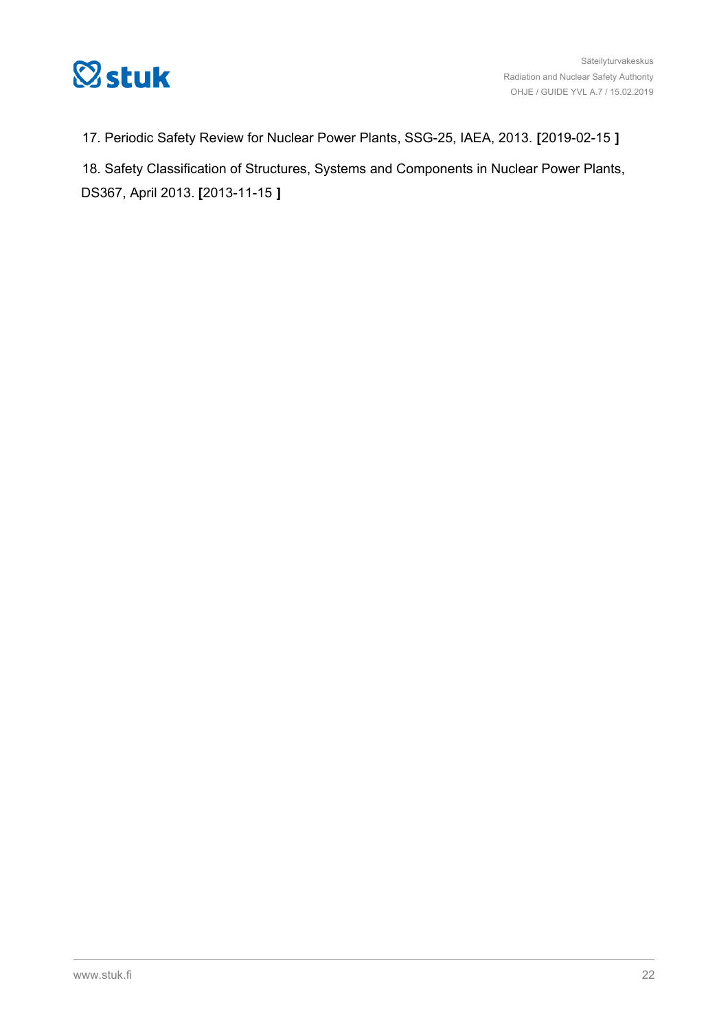17. Periodic Safety Review for Nuclear Power Plants, SSG-25, IAEA, 2013. **[**2019-02-15 **]**

18. Safety Classification of Structures, Systems and Components in Nuclear Power Plants, DS367, April 2013. **[**2013-11-15 **]**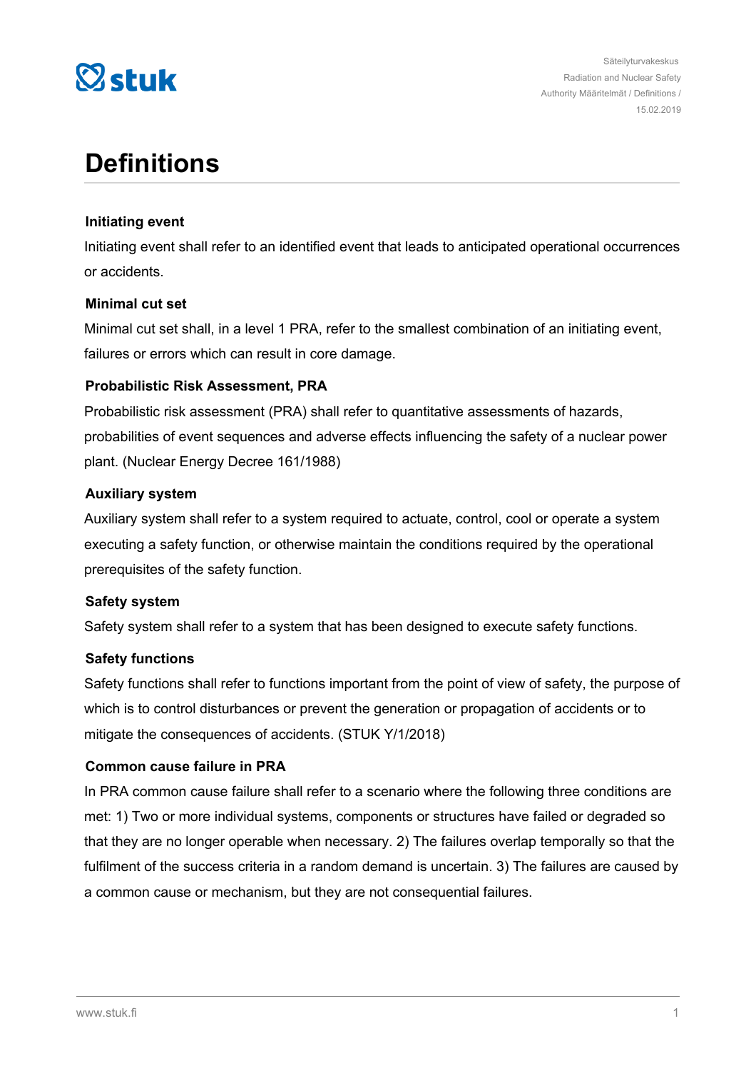# Definitions

### Initiating event

Initiating event shall refer to an identified event that leads to anticipated operational occurrences or accidents.

### Minimal cut set

Minimal cut set shall, in a level 1 PRA, refer to the smallest combination of an initiating event, failures or errors which can result in core damage.

### Probabilistic Risk Assessment, PRA

Probabilistic risk assessment (PRA) shall refer to quantitative assessments of hazards, probabilities of event sequences and adverse effects influencing the safety of a nuclear power plant. (Nuclear Energy Decree 161/1988)

### Auxiliary system

Auxiliary system shall refer to a system required to actuate, control, cool or operate a system executing a safety function, or otherwise maintain the conditions required by the operational prerequisites of the safety function.

### Safety system

Safety system shall refer to a system that has been designed to execute safety functions.

### Safety functions

Safety functions shall refer to functions important from the point of view of safety, the purpose of which is to control disturbances or prevent the generation or propagation of accidents or to mitigate the consequences of accidents. (STUK Y/1/2018)

### Common cause failure in PRA

In PRA common cause failure shall refer to a scenario where the following three conditions are met: 1) Two or more individual systems, components or structures have failed or degraded so that they are no longer operable when necessary. 2) The failures overlap temporally so that the fulfilment of the success criteria in a random demand is uncertain. 3) The failures are caused by a common cause or mechanism, but they are not consequential failures.